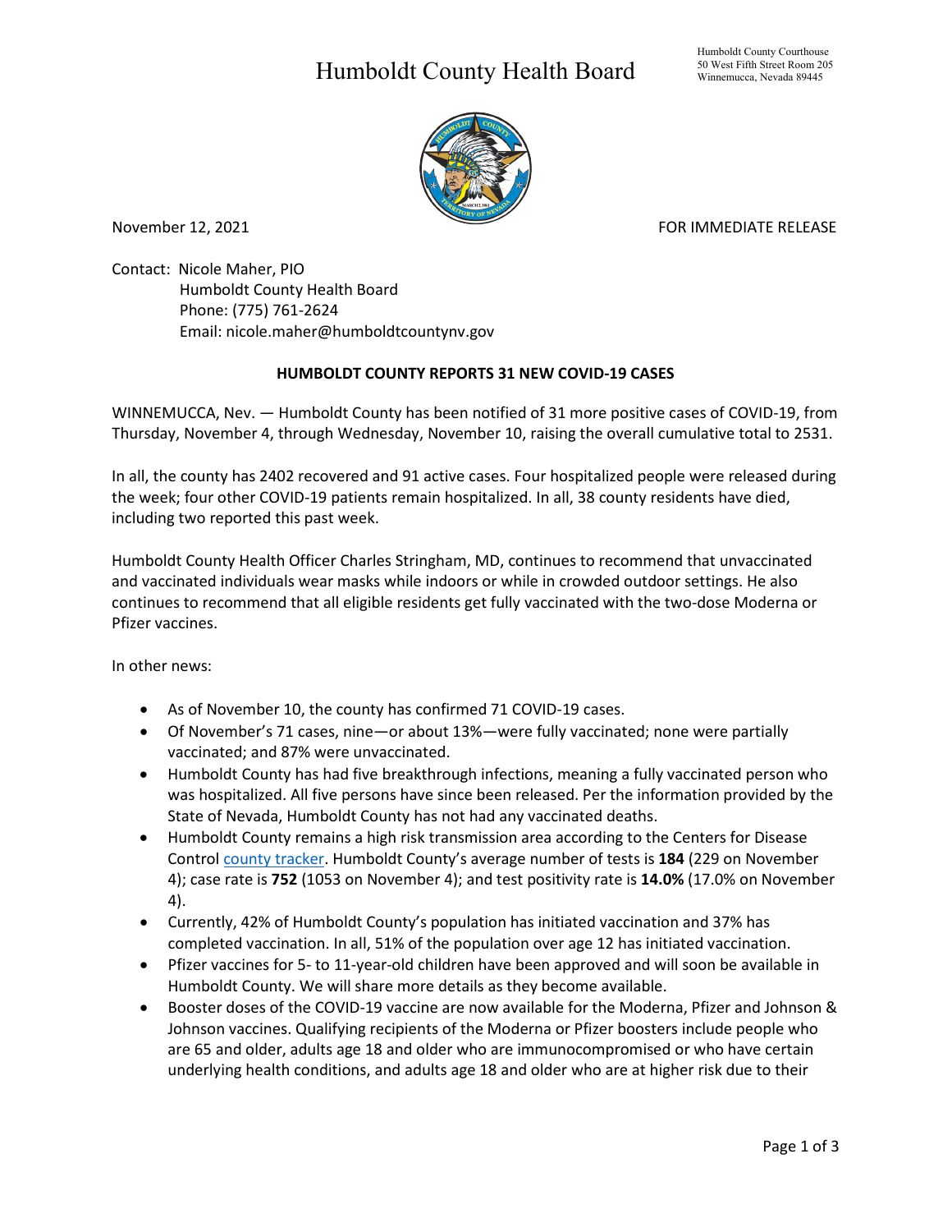# Humboldt County Health Board

Humboldt County Courthouse
50 West Fifth Street Room 205
Winnemucca, Nevada 89445

November 12, 2021 FOR IMMEDIATE RELEASE

Contact: Nicole Maher, PIO
Humboldt County Health Board
Phone: (775) 761-2624
Email: nicole.maher@humboldtcountynv.gov

**HUMBOLDT COUNTY REPORTS 31 NEW COVID-19 CASES**

WINNEMUCCA, Nev. — Humboldt County has been notified of 31 more positive cases of COVID-19, from Thursday, November 4, through Wednesday, November 10, raising the overall cumulative total to 2531.

In all, the county has 2402 recovered and 91 active cases. Four hospitalized people were released during the week; four other COVID-19 patients remain hospitalized. In all, 38 county residents have died, including two reported this past week.

Humboldt County Health Officer Charles Stringham, MD, continues to recommend that unvaccinated and vaccinated individuals wear masks while indoors or while in crowded outdoor settings. He also continues to recommend that all eligible residents get fully vaccinated with the two-dose Moderna or Pfizer vaccines.

In other news:

- As of November 10, the county has confirmed 71 COVID-19 cases.
- Of November's 71 cases, nine—or about 13%—were fully vaccinated; none were partially vaccinated; and 87% were unvaccinated.
- Humboldt County has had five breakthrough infections, meaning a fully vaccinated person who was hospitalized. All five persons have since been released. Per the information provided by the State of Nevada, Humboldt County has not had any vaccinated deaths.
- Humboldt County remains a high risk transmission area according to the Centers for Disease Control county tracker. Humboldt County's average number of tests is **184** (229 on November 4); case rate is **752** (1053 on November 4); and test positivity rate is **14.0%** (17.0% on November 4).
- Currently, 42% of Humboldt County's population has initiated vaccination and 37% has completed vaccination. In all, 51% of the population over age 12 has initiated vaccination.
- Pfizer vaccines for 5- to 11-year-old children have been approved and will soon be available in Humboldt County. We will share more details as they become available.
- Booster doses of the COVID-19 vaccine are now available for the Moderna, Pfizer and Johnson & Johnson vaccines. Qualifying recipients of the Moderna or Pfizer boosters include people who are 65 and older, adults age 18 and older who are immunocompromised or who have certain underlying health conditions, and adults age 18 and older who are at higher risk due to their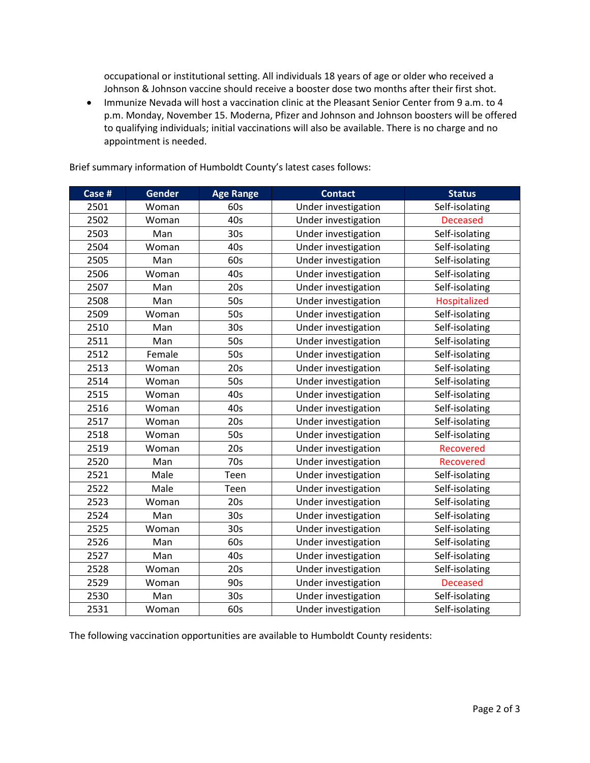occupational or institutional setting. All individuals 18 years of age or older who received a Johnson & Johnson vaccine should receive a booster dose two months after their first shot.

- Immunize Nevada will host a vaccination clinic at the Pleasant Senior Center from 9 a.m. to 4 p.m. Monday, November 15. Moderna, Pfizer and Johnson and Johnson boosters will be offered to qualifying individuals; initial vaccinations will also be available. There is no charge and no appointment is needed.

Brief summary information of Humboldt County's latest cases follows:

| Case # | Gender | Age Range | Contact | Status |
|---|---|---|---|---|
| 2501 | Woman | 60s | Under investigation | Self-isolating |
| 2502 | Woman | 40s | Under investigation | Deceased |
| 2503 | Man | 30s | Under investigation | Self-isolating |
| 2504 | Woman | 40s | Under investigation | Self-isolating |
| 2505 | Man | 60s | Under investigation | Self-isolating |
| 2506 | Woman | 40s | Under investigation | Self-isolating |
| 2507 | Man | 20s | Under investigation | Self-isolating |
| 2508 | Man | 50s | Under investigation | Hospitalized |
| 2509 | Woman | 50s | Under investigation | Self-isolating |
| 2510 | Man | 30s | Under investigation | Self-isolating |
| 2511 | Man | 50s | Under investigation | Self-isolating |
| 2512 | Female | 50s | Under investigation | Self-isolating |
| 2513 | Woman | 20s | Under investigation | Self-isolating |
| 2514 | Woman | 50s | Under investigation | Self-isolating |
| 2515 | Woman | 40s | Under investigation | Self-isolating |
| 2516 | Woman | 40s | Under investigation | Self-isolating |
| 2517 | Woman | 20s | Under investigation | Self-isolating |
| 2518 | Woman | 50s | Under investigation | Self-isolating |
| 2519 | Woman | 20s | Under investigation | Recovered |
| 2520 | Man | 70s | Under investigation | Recovered |
| 2521 | Male | Teen | Under investigation | Self-isolating |
| 2522 | Male | Teen | Under investigation | Self-isolating |
| 2523 | Woman | 20s | Under investigation | Self-isolating |
| 2524 | Man | 30s | Under investigation | Self-isolating |
| 2525 | Woman | 30s | Under investigation | Self-isolating |
| 2526 | Man | 60s | Under investigation | Self-isolating |
| 2527 | Man | 40s | Under investigation | Self-isolating |
| 2528 | Woman | 20s | Under investigation | Self-isolating |
| 2529 | Woman | 90s | Under investigation | Deceased |
| 2530 | Man | 30s | Under investigation | Self-isolating |
| 2531 | Woman | 60s | Under investigation | Self-isolating |

The following vaccination opportunities are available to Humboldt County residents: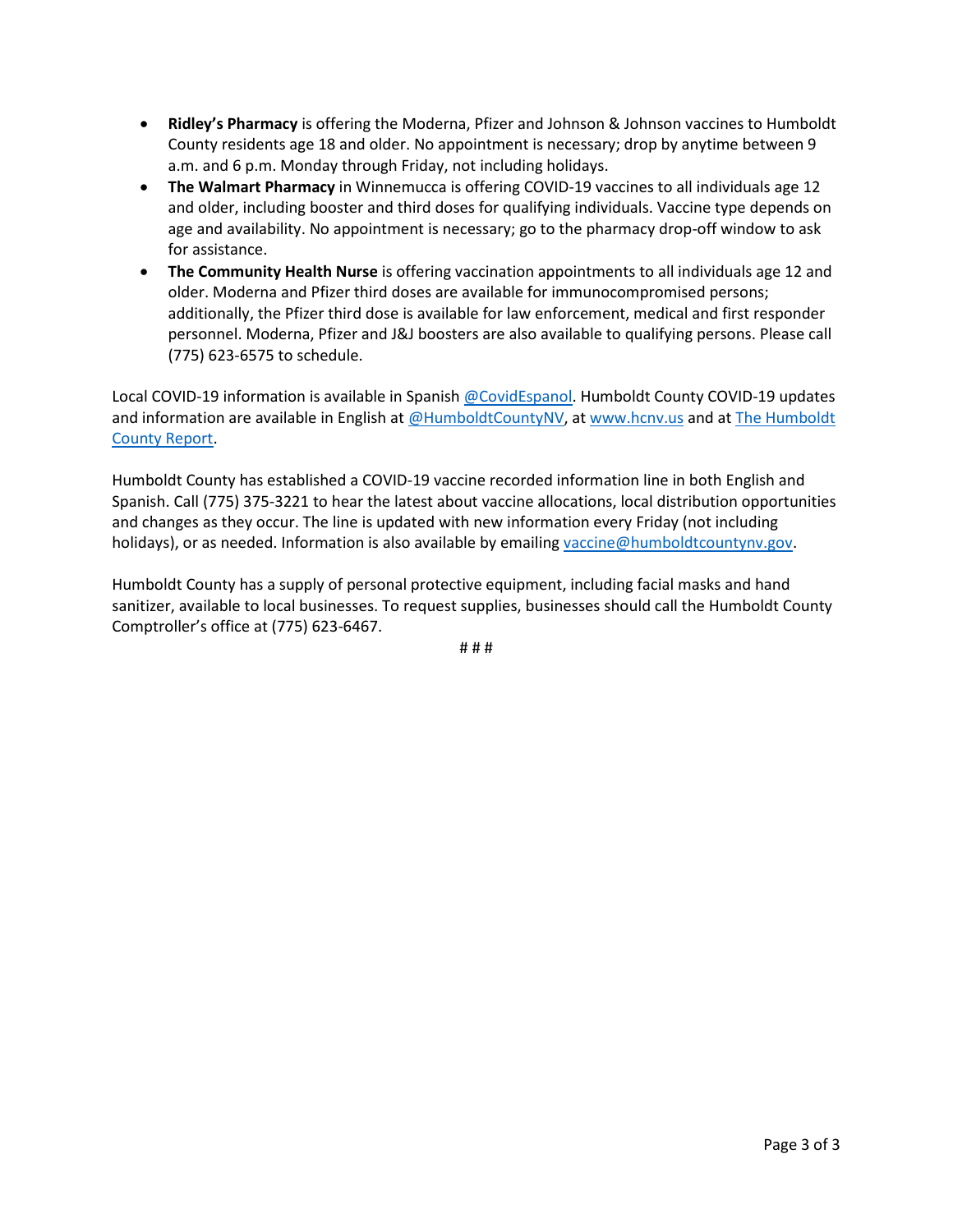- **Ridley's Pharmacy** is offering the Moderna, Pfizer and Johnson & Johnson vaccines to Humboldt County residents age 18 and older. No appointment is necessary; drop by anytime between 9 a.m. and 6 p.m. Monday through Friday, not including holidays.
- **The Walmart Pharmacy** in Winnemucca is offering COVID-19 vaccines to all individuals age 12 and older, including booster and third doses for qualifying individuals. Vaccine type depends on age and availability. No appointment is necessary; go to the pharmacy drop-off window to ask for assistance.
- **The Community Health Nurse** is offering vaccination appointments to all individuals age 12 and older. Moderna and Pfizer third doses are available for immunocompromised persons; additionally, the Pfizer third dose is available for law enforcement, medical and first responder personnel. Moderna, Pfizer and J&J boosters are also available to qualifying persons. Please call (775) 623-6575 to schedule.

Local COVID-19 information is available in Spanish @CovidEspanol. Humboldt County COVID-19 updates and information are available in English at @HumboldtCountyNV, at www.hcnv.us and at The Humboldt County Report.

Humboldt County has established a COVID-19 vaccine recorded information line in both English and Spanish. Call (775) 375-3221 to hear the latest about vaccine allocations, local distribution opportunities and changes as they occur. The line is updated with new information every Friday (not including holidays), or as needed. Information is also available by emailing vaccine@humboldtcountynv.gov.

Humboldt County has a supply of personal protective equipment, including facial masks and hand sanitizer, available to local businesses. To request supplies, businesses should call the Humboldt County Comptroller's office at (775) 623-6467.

# # #